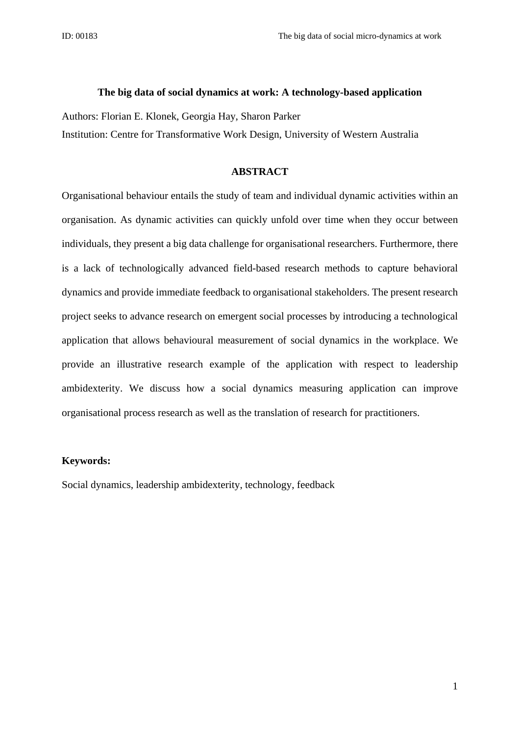**The big data of social dynamics at work: A technology-based application**

Authors: Florian E. Klonek, Georgia Hay, Sharon Parker

Institution: Centre for Transformative Work Design, University of Western Australia

## ABSTRACT

Organisational behaviour entails the study of team and individual dynamic activities within an organisation. As dynamic activities can quickly unfold over time when they occur between individuals, they present a big data challenge for organisational researchers. Furthermore, there is a lack of technologically advanced field-based research methods to capture behavioral dynamics and provide immediate feedback to organisational stakeholders. The present research project seeks to advance research on emergent social processes by introducing a technological application that allows behavioural measurement of social dynamics in the workplace. We provide an illustrative research example of the application with respect to leadership ambidexterity. We discuss how a social dynamics measuring application can improve organisational process research as well as the translation of research for practitioners.

**Keywords:**

Social dynamics, leadership ambidexterity, technology, feedback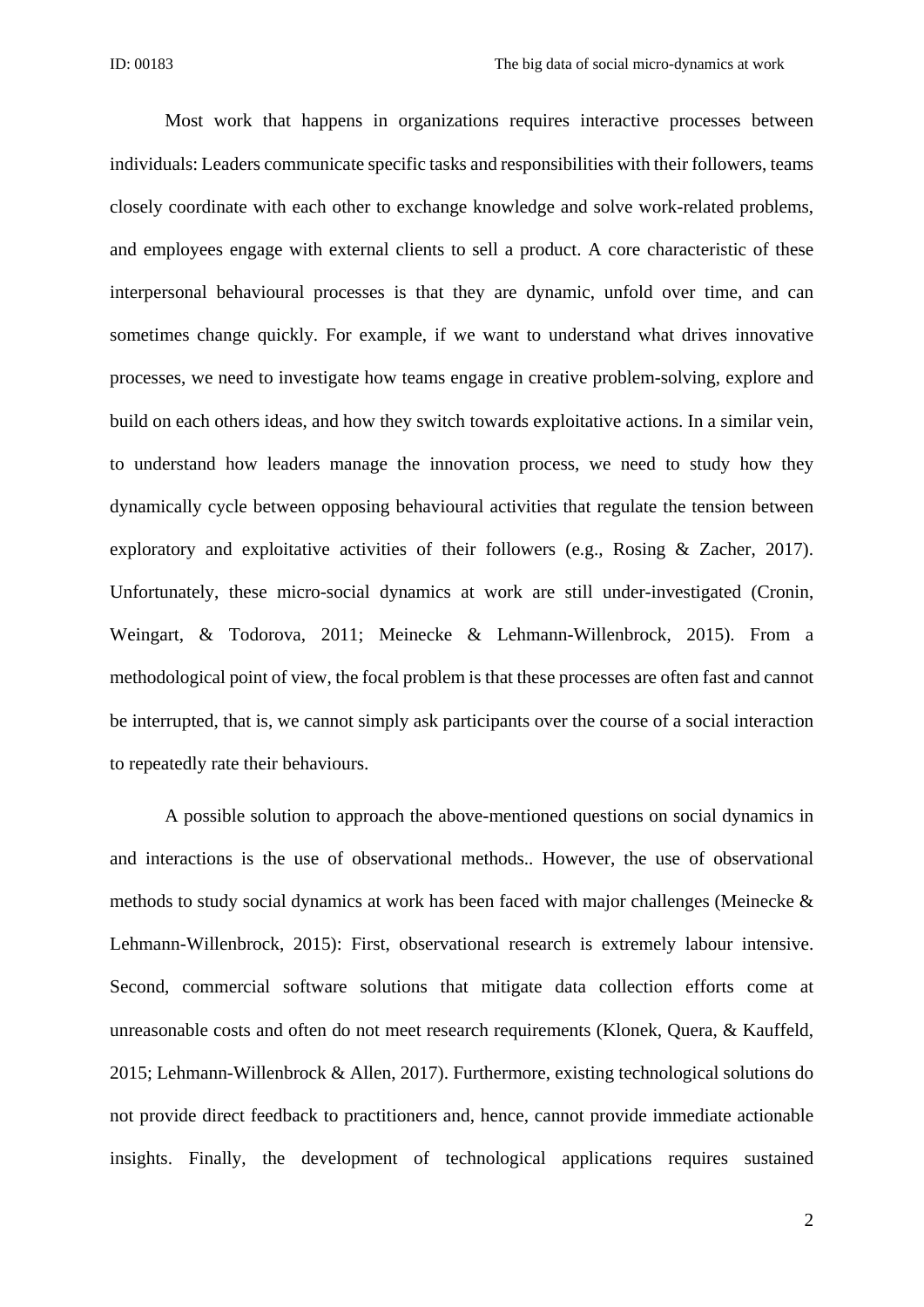Most work that happens in organizations requires interactive processes between individuals: Leaders communicate specific tasks and responsibilities with their followers, teams closely coordinate with each other to exchange knowledge and solve work-related problems, and employees engage with external clients to sell a product. A core characteristic of these interpersonal behavioural processes is that they are dynamic, unfold over time, and can sometimes change quickly. For example, if we want to understand what drives innovative processes, we need to investigate how teams engage in creative problem-solving, explore and build on each others ideas, and how they switch towards exploitative actions. In a similar vein, to understand how leaders manage the innovation process, we need to study how they dynamically cycle between opposing behavioural activities that regulate the tension between exploratory and exploitative activities of their followers (e.g., Rosing & Zacher, 2017). Unfortunately, these micro-social dynamics at work are still under-investigated (Cronin, Weingart, & Todorova, 2011; Meinecke & Lehmann-Willenbrock, 2015). From a methodological point of view, the focal problem is that these processes are often fast and cannot be interrupted, that is, we cannot simply ask participants over the course of a social interaction to repeatedly rate their behaviours.

A possible solution to approach the above-mentioned questions on social dynamics in and interactions is the use of observational methods.. However, the use of observational methods to study social dynamics at work has been faced with major challenges (Meinecke & Lehmann-Willenbrock, 2015): First, observational research is extremely labour intensive. Second, commercial software solutions that mitigate data collection efforts come at unreasonable costs and often do not meet research requirements (Klonek, Quera, & Kauffeld, 2015; Lehmann-Willenbrock & Allen, 2017). Furthermore, existing technological solutions do not provide direct feedback to practitioners and, hence, cannot provide immediate actionable insights. Finally, the development of technological applications requires sustained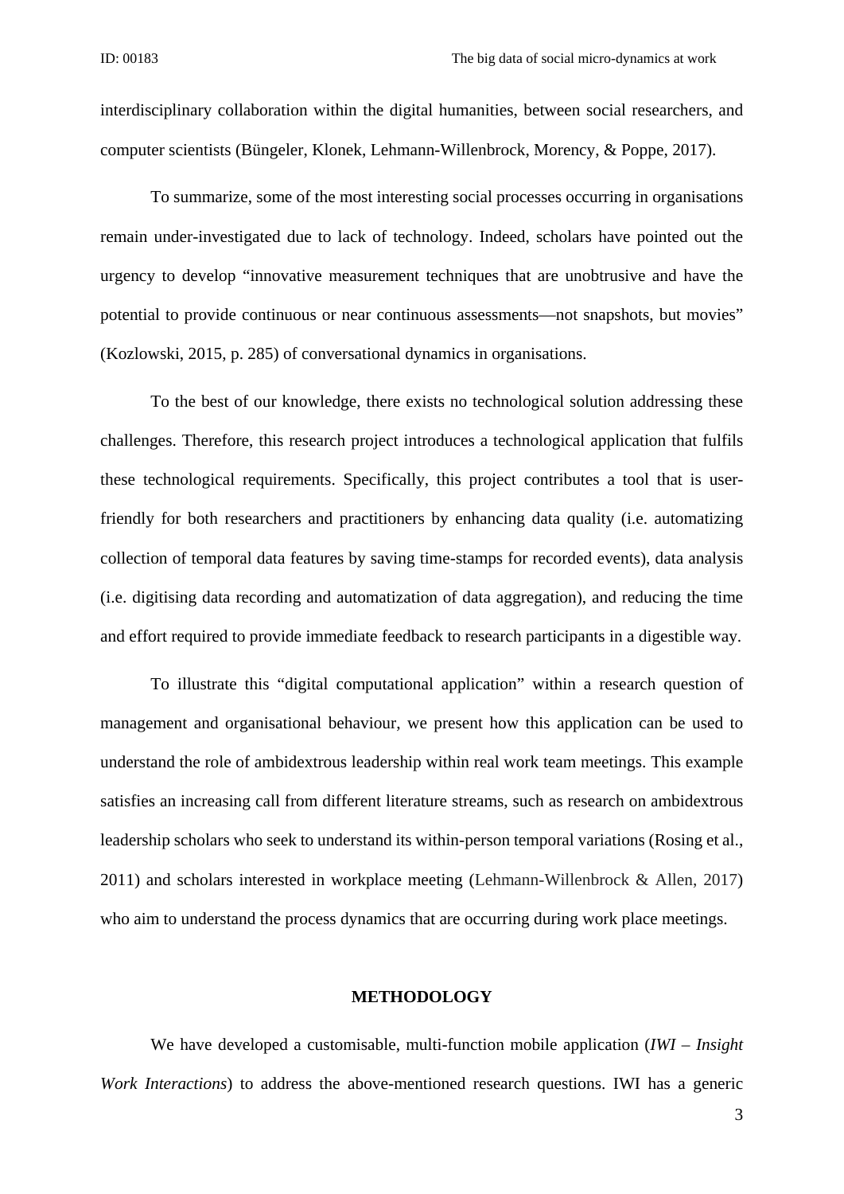interdisciplinary collaboration within the digital humanities, between social researchers, and computer scientists (Büngeler, Klonek, Lehmann-Willenbrock, Morency, & Poppe, 2017).

To summarize, some of the most interesting social processes occurring in organisations remain under-investigated due to lack of technology. Indeed, scholars have pointed out the urgency to develop "innovative measurement techniques that are unobtrusive and have the potential to provide continuous or near continuous assessments—not snapshots, but movies" (Kozlowski, 2015, p. 285) of conversational dynamics in organisations.

To the best of our knowledge, there exists no technological solution addressing these challenges. Therefore, this research project introduces a technological application that fulfils these technological requirements. Specifically, this project contributes a tool that is user-friendly for both researchers and practitioners by enhancing data quality (i.e. automatizing collection of temporal data features by saving time-stamps for recorded events), data analysis (i.e. digitising data recording and automatization of data aggregation), and reducing the time and effort required to provide immediate feedback to research participants in a digestible way.

To illustrate this "digital computational application" within a research question of management and organisational behaviour, we present how this application can be used to understand the role of ambidextrous leadership within real work team meetings. This example satisfies an increasing call from different literature streams, such as research on ambidextrous leadership scholars who seek to understand its within-person temporal variations (Rosing et al., 2011) and scholars interested in workplace meeting (Lehmann-Willenbrock & Allen, 2017) who aim to understand the process dynamics that are occurring during work place meetings.

## METHODOLOGY

We have developed a customisable, multi-function mobile application (*IWI – Insight Work Interactions*) to address the above-mentioned research questions. IWI has a generic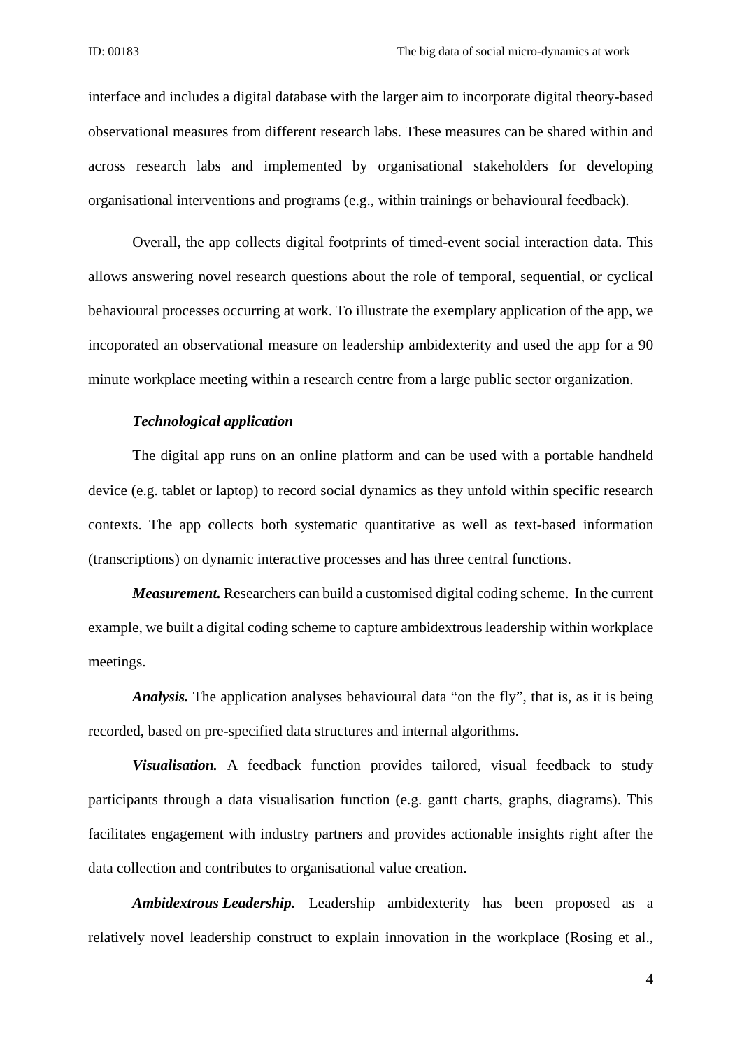interface and includes a digital database with the larger aim to incorporate digital theory-based observational measures from different research labs. These measures can be shared within and across research labs and implemented by organisational stakeholders for developing organisational interventions and programs (e.g., within trainings or behavioural feedback).

Overall, the app collects digital footprints of timed-event social interaction data. This allows answering novel research questions about the role of temporal, sequential, or cyclical behavioural processes occurring at work. To illustrate the exemplary application of the app, we incoporated an observational measure on leadership ambidexterity and used the app for a 90 minute workplace meeting within a research centre from a large public sector organization.

***Technological application***

The digital app runs on an online platform and can be used with a portable handheld device (e.g. tablet or laptop) to record social dynamics as they unfold within specific research contexts. The app collects both systematic quantitative as well as text-based information (transcriptions) on dynamic interactive processes and has three central functions.

***Measurement.*** Researchers can build a customised digital coding scheme. In the current example, we built a digital coding scheme to capture ambidextrous leadership within workplace meetings.

***Analysis.*** The application analyses behavioural data "on the fly", that is, as it is being recorded, based on pre-specified data structures and internal algorithms.

***Visualisation.*** A feedback function provides tailored, visual feedback to study participants through a data visualisation function (e.g. gantt charts, graphs, diagrams). This facilitates engagement with industry partners and provides actionable insights right after the data collection and contributes to organisational value creation.

***Ambidextrous Leadership.*** Leadership ambidexterity has been proposed as a relatively novel leadership construct to explain innovation in the workplace (Rosing et al.,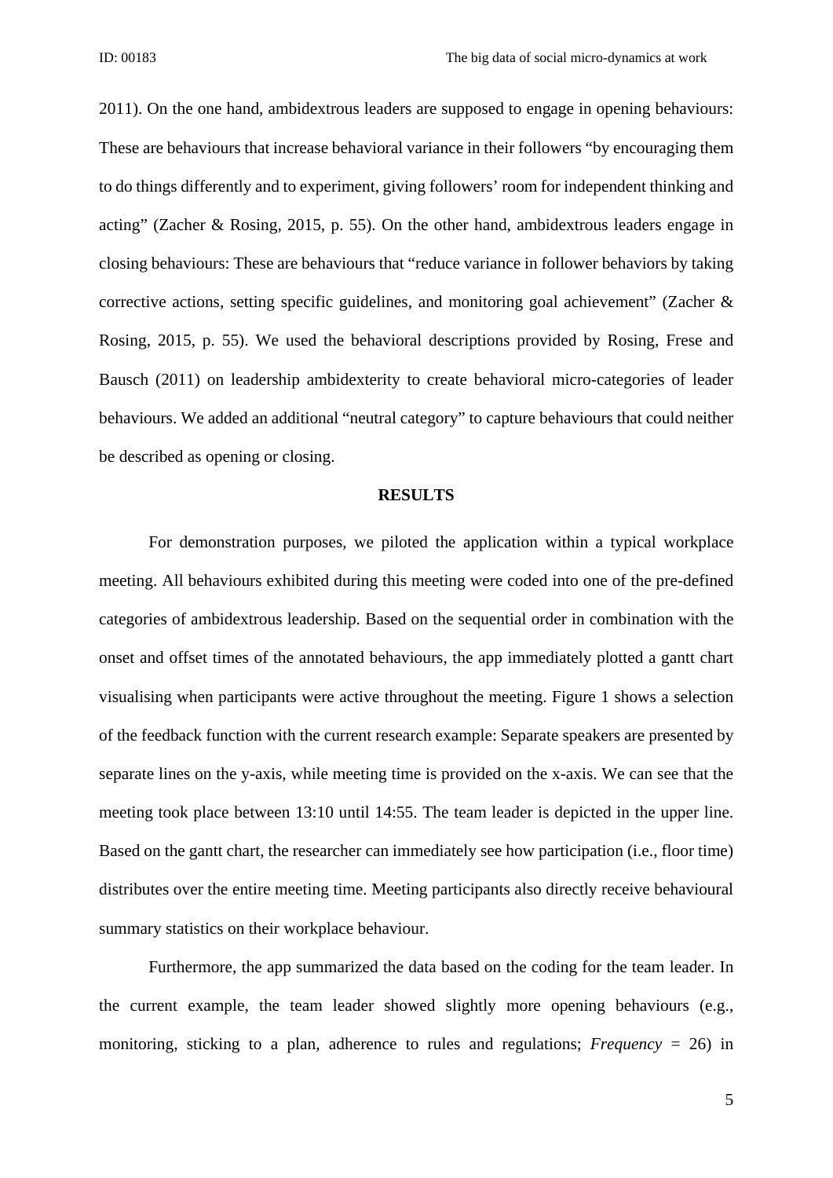2011). On the one hand, ambidextrous leaders are supposed to engage in opening behaviours: These are behaviours that increase behavioral variance in their followers "by encouraging them to do things differently and to experiment, giving followers' room for independent thinking and acting" (Zacher & Rosing, 2015, p. 55). On the other hand, ambidextrous leaders engage in closing behaviours: These are behaviours that "reduce variance in follower behaviors by taking corrective actions, setting specific guidelines, and monitoring goal achievement" (Zacher & Rosing, 2015, p. 55). We used the behavioral descriptions provided by Rosing, Frese and Bausch (2011) on leadership ambidexterity to create behavioral micro-categories of leader behaviours. We added an additional "neutral category" to capture behaviours that could neither be described as opening or closing.

## RESULTS

For demonstration purposes, we piloted the application within a typical workplace meeting. All behaviours exhibited during this meeting were coded into one of the pre-defined categories of ambidextrous leadership. Based on the sequential order in combination with the onset and offset times of the annotated behaviours, the app immediately plotted a gantt chart visualising when participants were active throughout the meeting. Figure 1 shows a selection of the feedback function with the current research example: Separate speakers are presented by separate lines on the y-axis, while meeting time is provided on the x-axis. We can see that the meeting took place between 13:10 until 14:55. The team leader is depicted in the upper line. Based on the gantt chart, the researcher can immediately see how participation (i.e., floor time) distributes over the entire meeting time. Meeting participants also directly receive behavioural summary statistics on their workplace behaviour.

Furthermore, the app summarized the data based on the coding for the team leader. In the current example, the team leader showed slightly more opening behaviours (e.g., monitoring, sticking to a plan, adherence to rules and regulations; *Frequency* = 26) in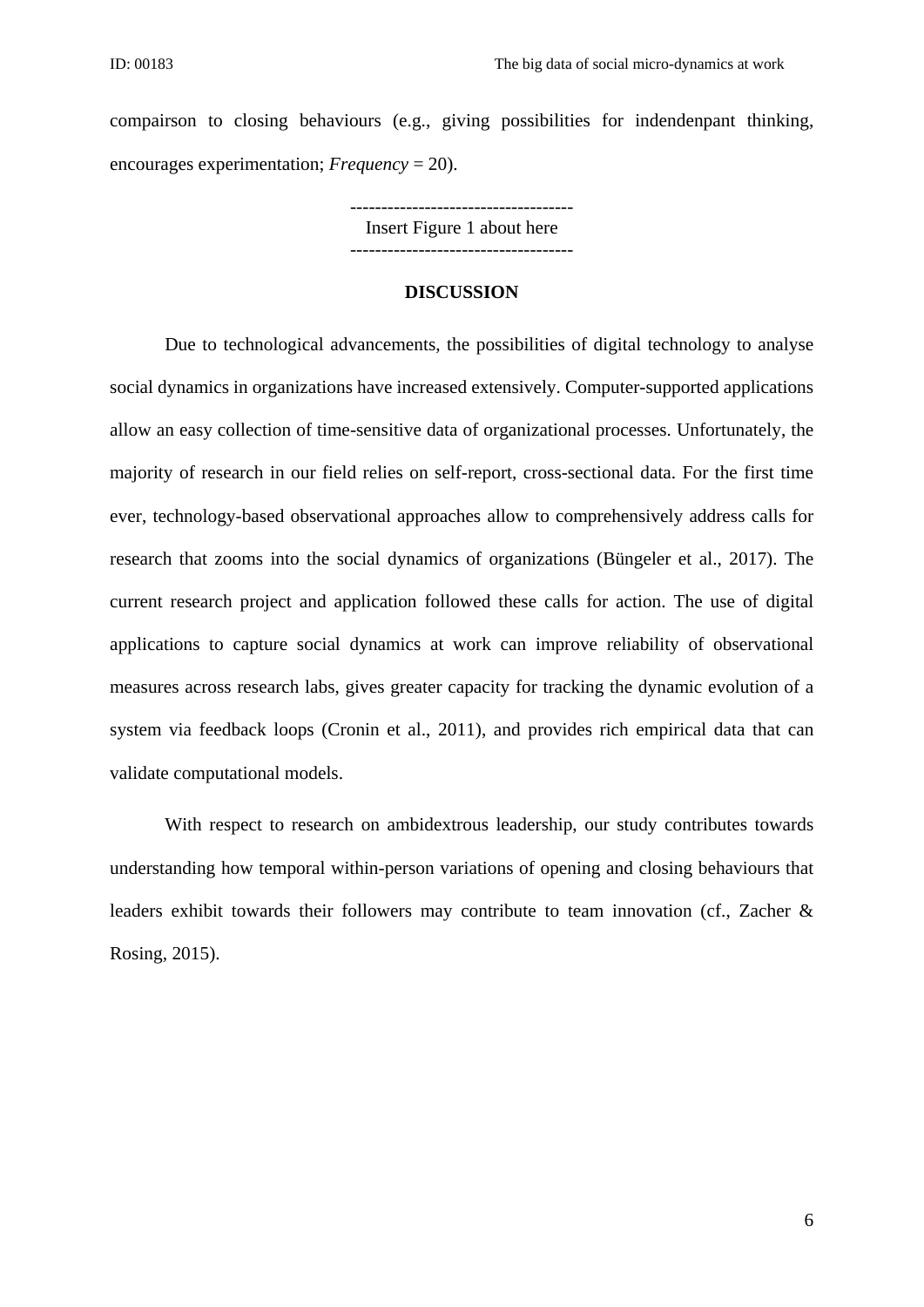compairson to closing behaviours (e.g., giving possibilities for indendenpant thinking, encourages experimentation; *Frequency* = 20).

------------------------------------
Insert Figure 1 about here
------------------------------------

## DISCUSSION

Due to technological advancements, the possibilities of digital technology to analyse social dynamics in organizations have increased extensively. Computer-supported applications allow an easy collection of time-sensitive data of organizational processes. Unfortunately, the majority of research in our field relies on self-report, cross-sectional data. For the first time ever, technology-based observational approaches allow to comprehensively address calls for research that zooms into the social dynamics of organizations (Büngeler et al., 2017). The current research project and application followed these calls for action. The use of digital applications to capture social dynamics at work can improve reliability of observational measures across research labs, gives greater capacity for tracking the dynamic evolution of a system via feedback loops (Cronin et al., 2011), and provides rich empirical data that can validate computational models.

With respect to research on ambidextrous leadership, our study contributes towards understanding how temporal within-person variations of opening and closing behaviours that leaders exhibit towards their followers may contribute to team innovation (cf., Zacher & Rosing, 2015).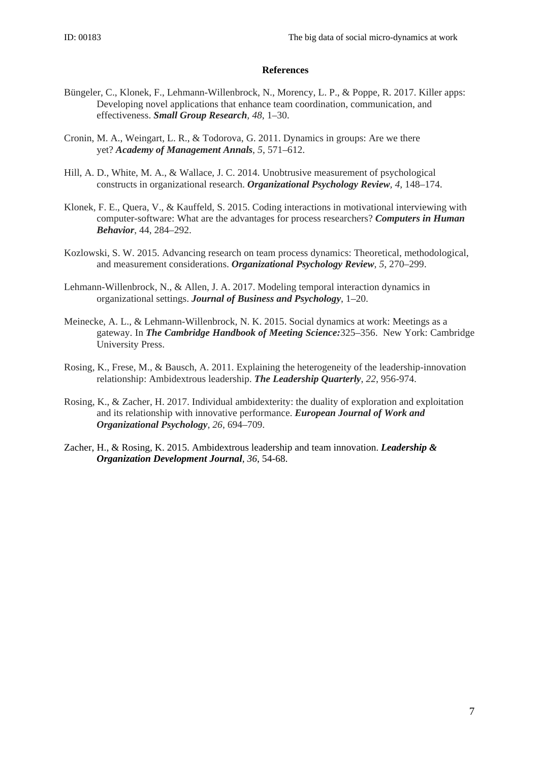## References

Büngeler, C., Klonek, F., Lehmann-Willenbrock, N., Morency, L. P., & Poppe, R. 2017. Killer apps: Developing novel applications that enhance team coordination, communication, and effectiveness. ***Small Group Research***, *48*, 1–30.

Cronin, M. A., Weingart, L. R., & Todorova, G. 2011. Dynamics in groups: Are we there yet? ***Academy of Management Annals***, *5*, 571–612.

Hill, A. D., White, M. A., & Wallace, J. C. 2014. Unobtrusive measurement of psychological constructs in organizational research. ***Organizational Psychology Review***, *4*, 148–174.

Klonek, F. E., Quera, V., & Kauffeld, S. 2015. Coding interactions in motivational interviewing with computer-software: What are the advantages for process researchers? ***Computers in Human Behavior***, 44, 284–292.

Kozlowski, S. W. 2015. Advancing research on team process dynamics: Theoretical, methodological, and measurement considerations. ***Organizational Psychology Review***, *5*, 270–299.

Lehmann-Willenbrock, N., & Allen, J. A. 2017. Modeling temporal interaction dynamics in organizational settings. ***Journal of Business and Psychology***, 1–20.

Meinecke, A. L., & Lehmann-Willenbrock, N. K. 2015. Social dynamics at work: Meetings as a gateway. In ***The Cambridge Handbook of Meeting Science:***325–356. New York: Cambridge University Press.

Rosing, K., Frese, M., & Bausch, A. 2011. Explaining the heterogeneity of the leadership-innovation relationship: Ambidextrous leadership. ***The Leadership Quarterly***, *22*, 956-974.

Rosing, K., & Zacher, H. 2017. Individual ambidexterity: the duality of exploration and exploitation and its relationship with innovative performance. ***European Journal of Work and Organizational Psychology***, *26*, 694–709.

Zacher, H., & Rosing, K. 2015. Ambidextrous leadership and team innovation. ***Leadership & Organization Development Journal***, *36*, 54-68.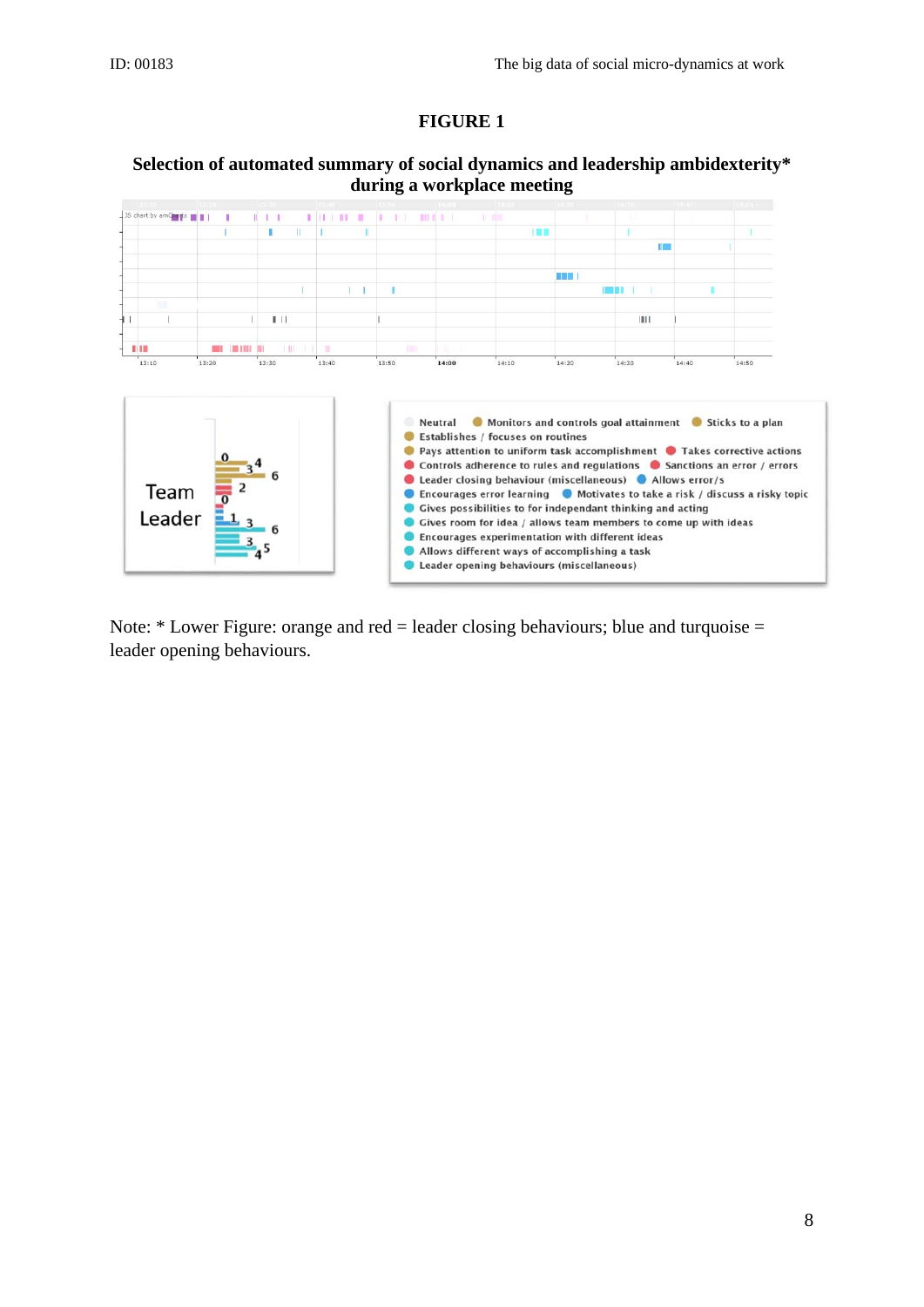# FIGURE 1

**Selection of automated summary of social dynamics and leadership ambidexterity\* during a workplace meeting**

JS chart by amCharts

13:10
13:20
13:30
13:40
13:50
14:00
14:10
14:20
14:30
14:40
14:50

Team Leader

0
3
4
6
2
0
1
3
6
3
4
5

Neutral
Monitors and controls goal attainment
Sticks to a plan
Establishes / focuses on routines
Pays attention to uniform task accomplishment
Takes corrective actions
Controls adherence to rules and regulations
Sanctions an error / errors
Leader closing behaviour (miscellaneous)
Allows error/s
Encourages error learning
Motivates to take a risk / discuss a risky topic
Gives possibilities to for independant thinking and acting
Gives room for idea / allows team members to come up with ideas
Encourages experimentation with different ideas
Allows different ways of accomplishing a task
Leader opening behaviours (miscellaneous)

Note: * Lower Figure: orange and red = leader closing behaviours; blue and turquoise = leader opening behaviours.